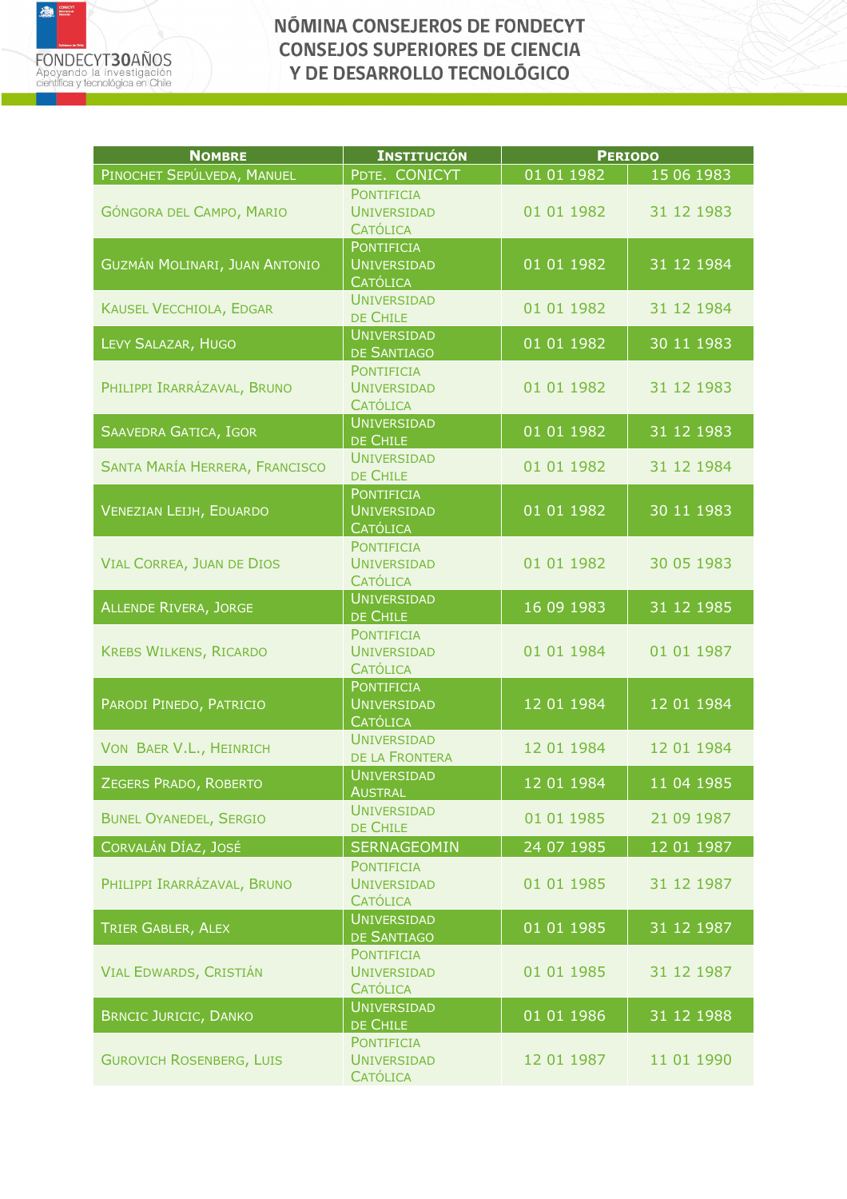# NÓMINA CONSEJEROS DE FONDECYT CONSEJOS SUPERIORES DE CIENCIA Y DE DESARROLLO TECNOLÓGICO

| Nombre | Institución | Periodo | |
|---|---|---|---|
| Pinochet Sepúlveda, Manuel | Pdte. CONICYT | 01 01 1982 | 15 06 1983 |
| Góngora del Campo, Mario | Pontificia Universidad Católica | 01 01 1982 | 31 12 1983 |
| Guzmán Molinari, Juan Antonio | Pontificia Universidad Católica | 01 01 1982 | 31 12 1984 |
| Kausel Vecchiola, Edgar | Universidad de Chile | 01 01 1982 | 31 12 1984 |
| Levy Salazar, Hugo | Universidad de Santiago | 01 01 1982 | 30 11 1983 |
| Philippi Irarrázaval, Bruno | Pontificia Universidad Católica | 01 01 1982 | 31 12 1983 |
| Saavedra Gatica, Igor | Universidad de Chile | 01 01 1982 | 31 12 1983 |
| Santa María Herrera, Francisco | Universidad de Chile | 01 01 1982 | 31 12 1984 |
| Venezian Leijh, Eduardo | Pontificia Universidad Católica | 01 01 1982 | 30 11 1983 |
| Vial Correa, Juan de Dios | Pontificia Universidad Católica | 01 01 1982 | 30 05 1983 |
| Allende Rivera, Jorge | Universidad de Chile | 16 09 1983 | 31 12 1985 |
| Krebs Wilkens, Ricardo | Pontificia Universidad Católica | 01 01 1984 | 01 01 1987 |
| Parodi Pinedo, Patricio | Pontificia Universidad Católica | 12 01 1984 | 12 01 1984 |
| Von Baer V.L., Heinrich | Universidad de la Frontera | 12 01 1984 | 12 01 1984 |
| Zegers Prado, Roberto | Universidad Austral | 12 01 1984 | 11 04 1985 |
| Bunel Oyanedel, Sergio | Universidad de Chile | 01 01 1985 | 21 09 1987 |
| Corvalán Díaz, José | SERNAGEOMIN | 24 07 1985 | 12 01 1987 |
| Philippi Irarrázaval, Bruno | Pontificia Universidad Católica | 01 01 1985 | 31 12 1987 |
| Trier Gabler, Alex | Universidad de Santiago | 01 01 1985 | 31 12 1987 |
| Vial Edwards, Cristián | Pontificia Universidad Católica | 01 01 1985 | 31 12 1987 |
| Brncic Juricic, Danko | Universidad de Chile | 01 01 1986 | 31 12 1988 |
| Gurovich Rosenberg, Luis | Pontificia Universidad Católica | 12 01 1987 | 11 01 1990 |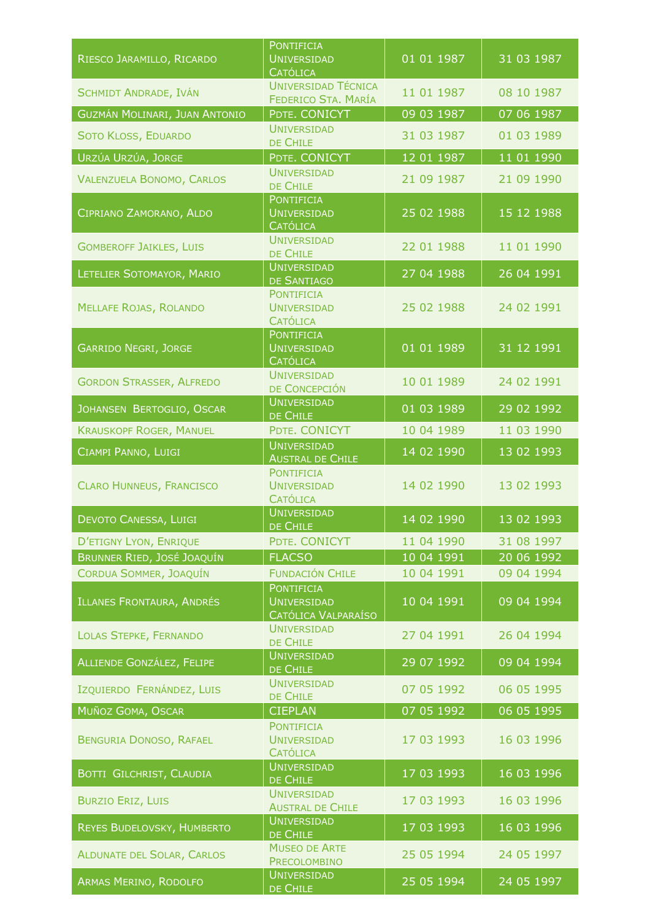| | | | |
|---|---|---|---|
| Riesco Jaramillo, Ricardo | Pontificia Universidad Católica | 01 01 1987 | 31 03 1987 |
| Schmidt Andrade, Iván | Universidad Técnica Federico Sta. María | 11 01 1987 | 08 10 1987 |
| Guzmán Molinari, Juan Antonio | Pdte. CONICYT | 09 03 1987 | 07 06 1987 |
| Soto Kloss, Eduardo | Universidad de Chile | 31 03 1987 | 01 03 1989 |
| Urzúa Urzúa, Jorge | Pdte. CONICYT | 12 01 1987 | 11 01 1990 |
| Valenzuela Bonomo, Carlos | Universidad de Chile | 21 09 1987 | 21 09 1990 |
| Cipriano Zamorano, Aldo | Pontificia Universidad Católica | 25 02 1988 | 15 12 1988 |
| Gomberoff Jaikles, Luis | Universidad de Chile | 22 01 1988 | 11 01 1990 |
| Letelier Sotomayor, Mario | Universidad de Santiago | 27 04 1988 | 26 04 1991 |
| Mellafe Rojas, Rolando | Pontificia Universidad Católica | 25 02 1988 | 24 02 1991 |
| Garrido Negri, Jorge | Pontificia Universidad Católica | 01 01 1989 | 31 12 1991 |
| Gordon Strasser, Alfredo | Universidad de Concepción | 10 01 1989 | 24 02 1991 |
| Johansen Bertoglio, Oscar | Universidad de Chile | 01 03 1989 | 29 02 1992 |
| Krauskopf Roger, Manuel | Pdte. CONICYT | 10 04 1989 | 11 03 1990 |
| Ciampi Panno, Luigi | Universidad Austral de Chile | 14 02 1990 | 13 02 1993 |
| Claro Hunneus, Francisco | Pontificia Universidad Católica | 14 02 1990 | 13 02 1993 |
| Devoto Canessa, Luigi | Universidad de Chile | 14 02 1990 | 13 02 1993 |
| D'etigny Lyon, Enrique | Pdte. CONICYT | 11 04 1990 | 31 08 1997 |
| Brunner Ried, José Joaquín | FLACSO | 10 04 1991 | 20 06 1992 |
| Cordua Sommer, Joaquín | Fundación Chile | 10 04 1991 | 09 04 1994 |
| Illanes Frontaura, Andrés | Pontificia Universidad Católica Valparaíso | 10 04 1991 | 09 04 1994 |
| Lolas Stepke, Fernando | Universidad de Chile | 27 04 1991 | 26 04 1994 |
| Alliende González, Felipe | Universidad de Chile | 29 07 1992 | 09 04 1994 |
| Izquierdo Fernández, Luis | Universidad de Chile | 07 05 1992 | 06 05 1995 |
| Muñoz Goma, Oscar | CIEPLAN | 07 05 1992 | 06 05 1995 |
| Benguria Donoso, Rafael | Pontificia Universidad Católica | 17 03 1993 | 16 03 1996 |
| Botti Gilchrist, Claudia | Universidad de Chile | 17 03 1993 | 16 03 1996 |
| Burzio Eriz, Luis | Universidad Austral de Chile | 17 03 1993 | 16 03 1996 |
| Reyes Budelovsky, Humberto | Universidad de Chile | 17 03 1993 | 16 03 1996 |
| Aldunate del Solar, Carlos | Museo de Arte Precolombino | 25 05 1994 | 24 05 1997 |
| Armas Merino, Rodolfo | Universidad de Chile | 25 05 1994 | 24 05 1997 |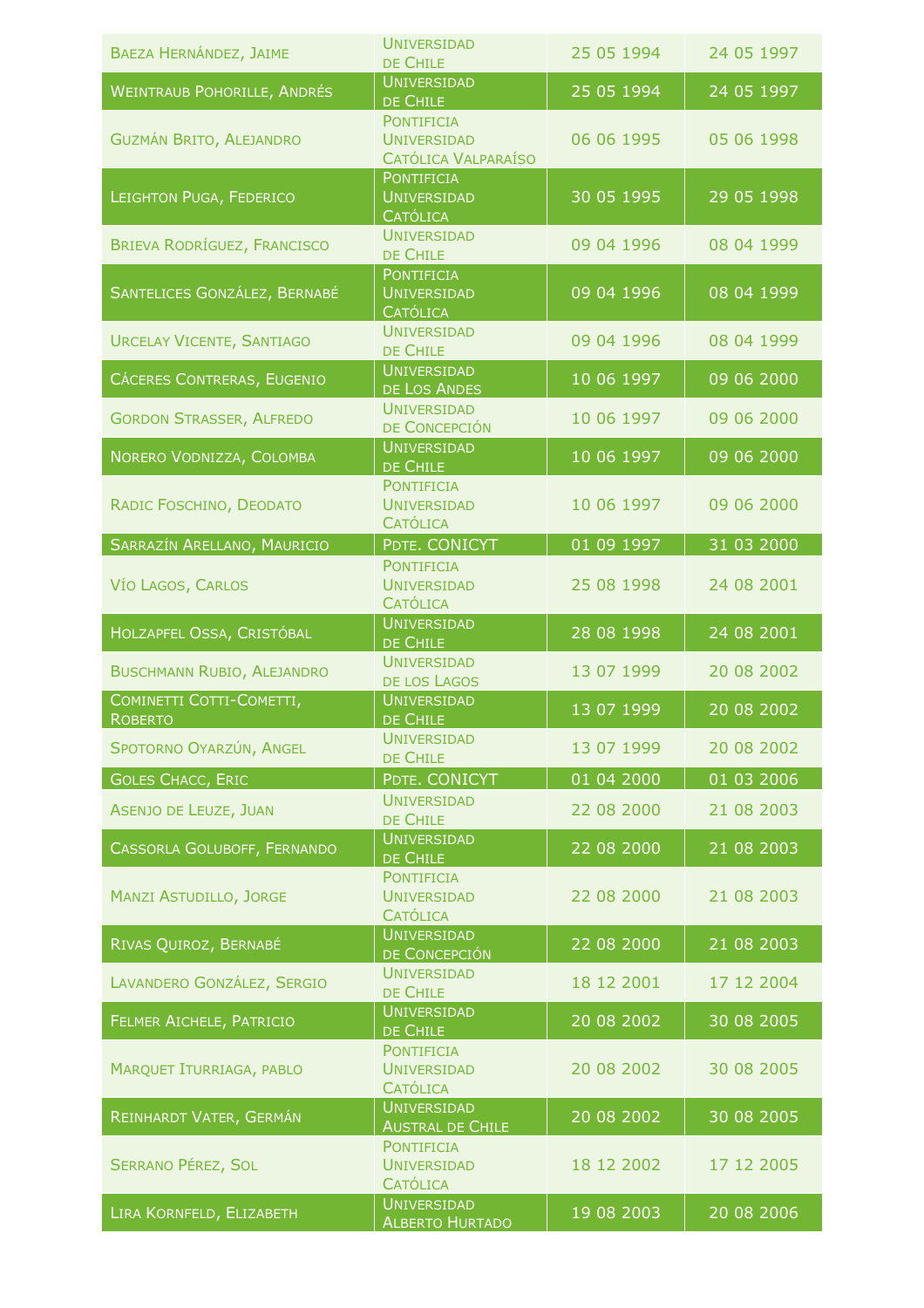| | | | |
|---|---|---|---|
| Baeza Hernández, Jaime | Universidad de Chile | 25 05 1994 | 24 05 1997 |
| Weintraub Pohorille, Andrés | Universidad de Chile | 25 05 1994 | 24 05 1997 |
| Guzmán Brito, Alejandro | Pontificia Universidad Católica Valparaíso | 06 06 1995 | 05 06 1998 |
| Leighton Puga, Federico | Pontificia Universidad Católica | 30 05 1995 | 29 05 1998 |
| Brieva Rodríguez, Francisco | Universidad de Chile | 09 04 1996 | 08 04 1999 |
| Santelices González, Bernabé | Pontificia Universidad Católica | 09 04 1996 | 08 04 1999 |
| Urcelay Vicente, Santiago | Universidad de Chile | 09 04 1996 | 08 04 1999 |
| Cáceres Contreras, Eugenio | Universidad de Los Andes | 10 06 1997 | 09 06 2000 |
| Gordon Strasser, Alfredo | Universidad de Concepción | 10 06 1997 | 09 06 2000 |
| Norero Vodnizza, Colomba | Universidad de Chile | 10 06 1997 | 09 06 2000 |
| Radic Foschino, Deodato | Pontificia Universidad Católica | 10 06 1997 | 09 06 2000 |
| Sarrazín Arellano, Mauricio | Pdte. CONICYT | 01 09 1997 | 31 03 2000 |
| Vío Lagos, Carlos | Pontificia Universidad Católica | 25 08 1998 | 24 08 2001 |
| Holzapfel Ossa, Cristóbal | Universidad de Chile | 28 08 1998 | 24 08 2001 |
| Buschmann Rubio, Alejandro | Universidad de los Lagos | 13 07 1999 | 20 08 2002 |
| Cominetti Cotti-Cometti, Roberto | Universidad de Chile | 13 07 1999 | 20 08 2002 |
| Spotorno Oyarzún, Angel | Universidad de Chile | 13 07 1999 | 20 08 2002 |
| Goles Chacc, Eric | Pdte. CONICYT | 01 04 2000 | 01 03 2006 |
| Asenjo de Leuze, Juan | Universidad de Chile | 22 08 2000 | 21 08 2003 |
| Cassorla Goluboff, Fernando | Universidad de Chile | 22 08 2000 | 21 08 2003 |
| Manzi Astudillo, Jorge | Pontificia Universidad Católica | 22 08 2000 | 21 08 2003 |
| Rivas Quiroz, Bernabé | Universidad de Concepción | 22 08 2000 | 21 08 2003 |
| Lavandero González, Sergio | Universidad de Chile | 18 12 2001 | 17 12 2004 |
| Felmer Aichele, Patricio | Universidad de Chile | 20 08 2002 | 30 08 2005 |
| Marquet Iturriaga, pablo | Pontificia Universidad Católica | 20 08 2002 | 30 08 2005 |
| Reinhardt Vater, Germán | Universidad Austral de Chile | 20 08 2002 | 30 08 2005 |
| Serrano Pérez, Sol | Pontificia Universidad Católica | 18 12 2002 | 17 12 2005 |
| Lira Kornfeld, Elizabeth | Universidad Alberto Hurtado | 19 08 2003 | 20 08 2006 |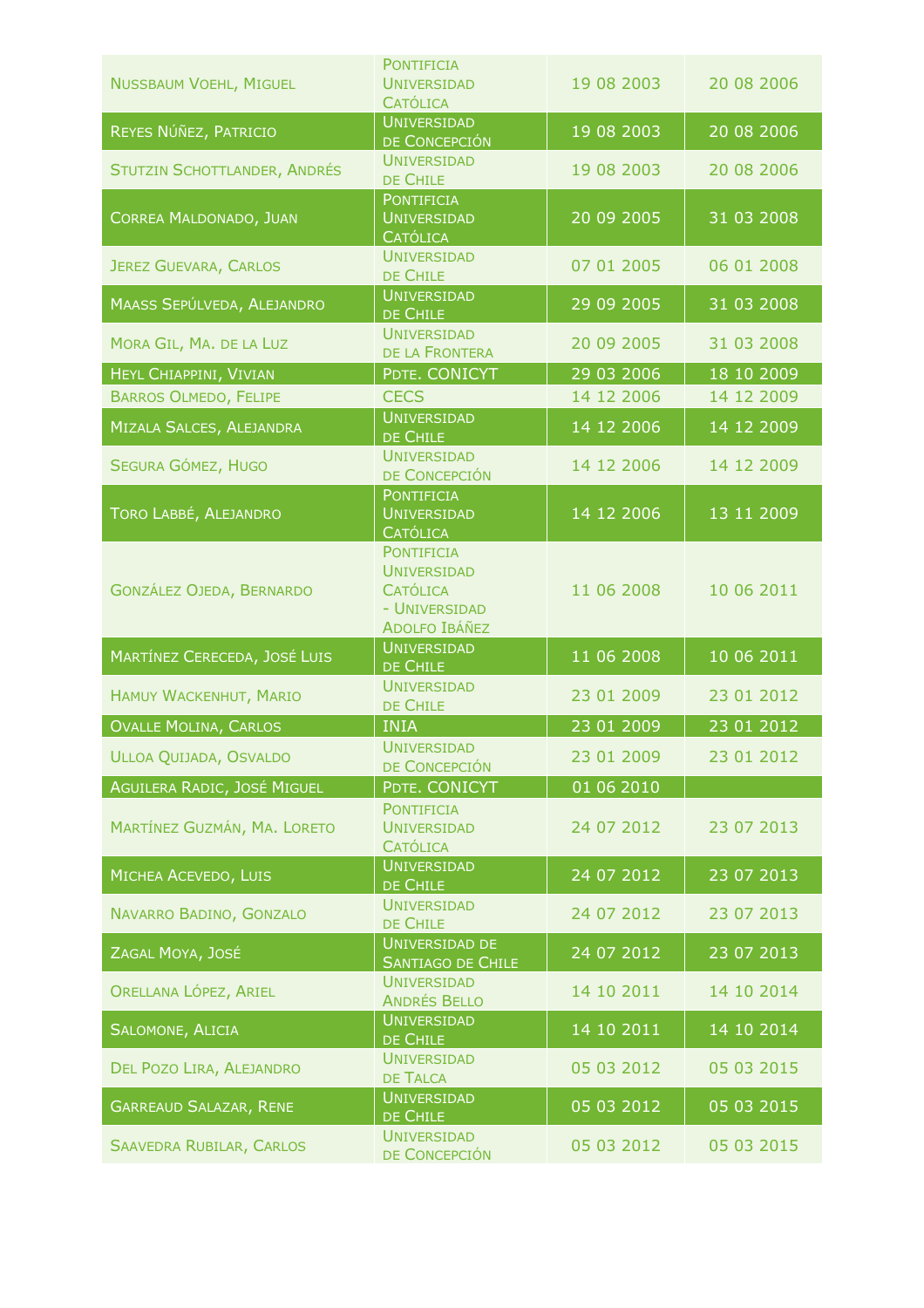| | | | |
|---|---|---|---|
| Nussbaum Voehl, Miguel | Pontificia Universidad Católica | 19 08 2003 | 20 08 2006 |
| Reyes Núñez, Patricio | Universidad de Concepción | 19 08 2003 | 20 08 2006 |
| Stutzin Schottlander, Andrés | Universidad de Chile | 19 08 2003 | 20 08 2006 |
| Correa Maldonado, Juan | Pontificia Universidad Católica | 20 09 2005 | 31 03 2008 |
| Jerez Guevara, Carlos | Universidad de Chile | 07 01 2005 | 06 01 2008 |
| Maass Sepúlveda, Alejandro | Universidad de Chile | 29 09 2005 | 31 03 2008 |
| Mora Gil, Ma. de la Luz | Universidad de la Frontera | 20 09 2005 | 31 03 2008 |
| Heyl Chiappini, Vivian | Pdte. CONICYT | 29 03 2006 | 18 10 2009 |
| Barros Olmedo, Felipe | CECS | 14 12 2006 | 14 12 2009 |
| Mizala Salces, Alejandra | Universidad de Chile | 14 12 2006 | 14 12 2009 |
| Segura Gómez, Hugo | Universidad de Concepción | 14 12 2006 | 14 12 2009 |
| Toro Labbé, Alejandro | Pontificia Universidad Católica | 14 12 2006 | 13 11 2009 |
| González Ojeda, Bernardo | Pontificia Universidad Católica - Universidad Adolfo Ibáñez | 11 06 2008 | 10 06 2011 |
| Martínez Cereceda, José Luis | Universidad de Chile | 11 06 2008 | 10 06 2011 |
| Hamuy Wackenhut, Mario | Universidad de Chile | 23 01 2009 | 23 01 2012 |
| Ovalle Molina, Carlos | INIA | 23 01 2009 | 23 01 2012 |
| Ulloa Quijada, Osvaldo | Universidad de Concepción | 23 01 2009 | 23 01 2012 |
| Aguilera Radic, José Miguel | Pdte. CONICYT | 01 06 2010 | |
| Martínez Guzmán, Ma. Loreto | Pontificia Universidad Católica | 24 07 2012 | 23 07 2013 |
| Michea Acevedo, Luis | Universidad de Chile | 24 07 2012 | 23 07 2013 |
| Navarro Badino, Gonzalo | Universidad de Chile | 24 07 2012 | 23 07 2013 |
| Zagal Moya, José | Universidad de Santiago de Chile | 24 07 2012 | 23 07 2013 |
| Orellana López, Ariel | Universidad Andrés Bello | 14 10 2011 | 14 10 2014 |
| Salomone, Alicia | Universidad de Chile | 14 10 2011 | 14 10 2014 |
| Del Pozo Lira, Alejandro | Universidad de Talca | 05 03 2012 | 05 03 2015 |
| Garreaud Salazar, Rene | Universidad de Chile | 05 03 2012 | 05 03 2015 |
| Saavedra Rubilar, Carlos | Universidad de Concepción | 05 03 2012 | 05 03 2015 |